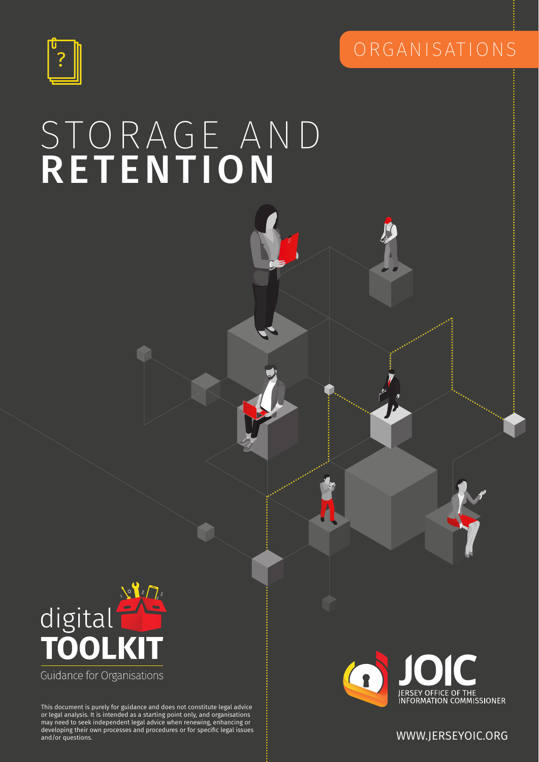ORGANISATIONS

# STORAGE AND **RETENTION**

digital **TOOLKIT**

Guidance for Organisations

This document is purely for guidance and does not constitute legal advice or legal analysis. It is intended as a starting point only, and organisations may need to seek independent legal advice when renewing, enhancing or developing their own processes and procedures or for specific legal issues and/or questions.

JOIC

JERSEY OFFICE OF THE INFORMATION COMMISSIONER

WWW.JERSEYOIC.ORG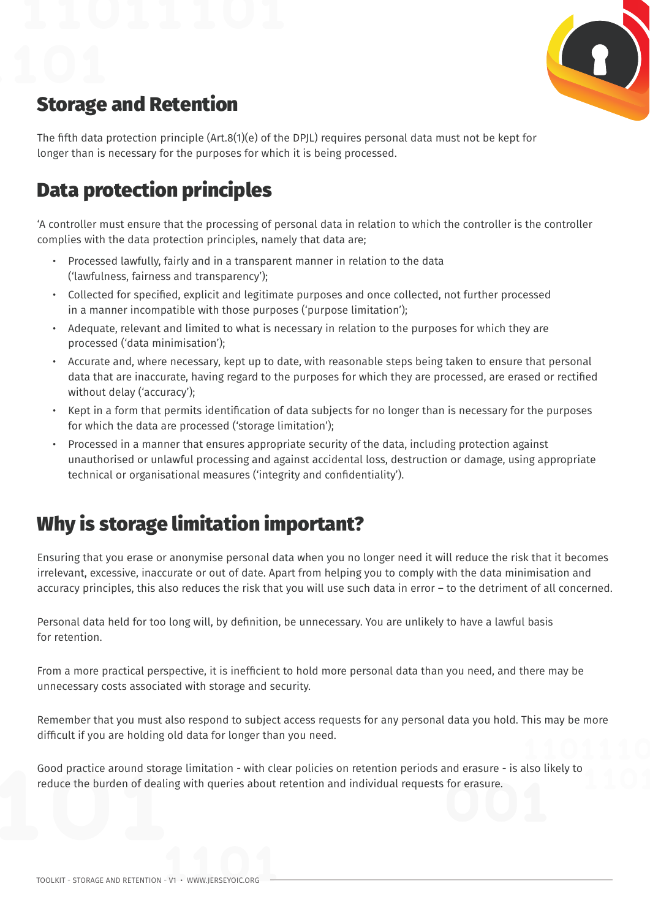## Storage and Retention

The fifth data protection principle (Art.8(1)(e) of the DPJL) requires personal data must not be kept for longer than is necessary for the purposes for which it is being processed.

## Data protection principles

'A controller must ensure that the processing of personal data in relation to which the controller is the controller complies with the data protection principles, namely that data are;

- Processed lawfully, fairly and in a transparent manner in relation to the data ('lawfulness, fairness and transparency');
- Collected for specified, explicit and legitimate purposes and once collected, not further processed in a manner incompatible with those purposes ('purpose limitation');
- Adequate, relevant and limited to what is necessary in relation to the purposes for which they are processed ('data minimisation');
- Accurate and, where necessary, kept up to date, with reasonable steps being taken to ensure that personal data that are inaccurate, having regard to the purposes for which they are processed, are erased or rectified without delay ('accuracy');
- Kept in a form that permits identification of data subjects for no longer than is necessary for the purposes for which the data are processed ('storage limitation');
- Processed in a manner that ensures appropriate security of the data, including protection against unauthorised or unlawful processing and against accidental loss, destruction or damage, using appropriate technical or organisational measures ('integrity and confidentiality').

## Why is storage limitation important?

Ensuring that you erase or anonymise personal data when you no longer need it will reduce the risk that it becomes irrelevant, excessive, inaccurate or out of date. Apart from helping you to comply with the data minimisation and accuracy principles, this also reduces the risk that you will use such data in error – to the detriment of all concerned.

Personal data held for too long will, by definition, be unnecessary. You are unlikely to have a lawful basis for retention.

From a more practical perspective, it is inefficient to hold more personal data than you need, and there may be unnecessary costs associated with storage and security.

Remember that you must also respond to subject access requests for any personal data you hold. This may be more difficult if you are holding old data for longer than you need.

Good practice around storage limitation - with clear policies on retention periods and erasure - is also likely to reduce the burden of dealing with queries about retention and individual requests for erasure.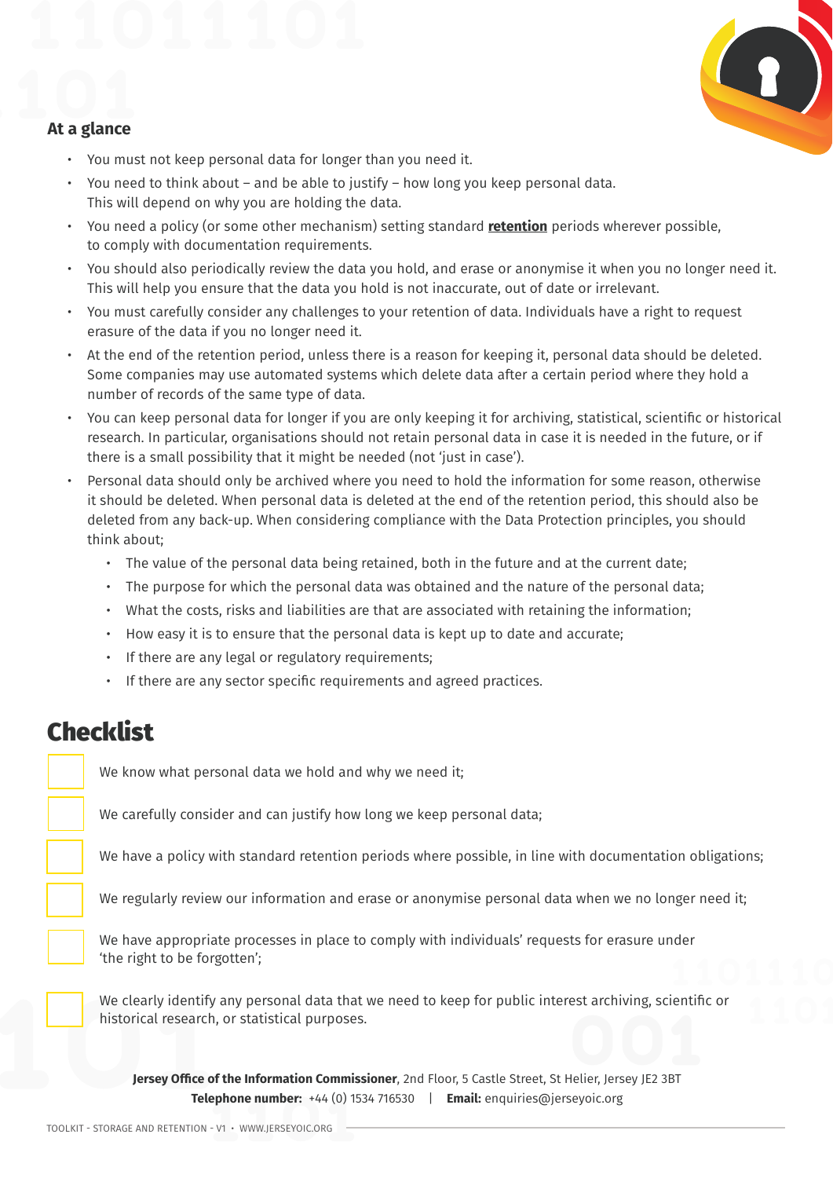### At a glance

- You must not keep personal data for longer than you need it.
- You need to think about – and be able to justify – how long you keep personal data. This will depend on why you are holding the data.
- You need a policy (or some other mechanism) setting standard **retention** periods wherever possible, to comply with documentation requirements.
- You should also periodically review the data you hold, and erase or anonymise it when you no longer need it. This will help you ensure that the data you hold is not inaccurate, out of date or irrelevant.
- You must carefully consider any challenges to your retention of data. Individuals have a right to request erasure of the data if you no longer need it.
- At the end of the retention period, unless there is a reason for keeping it, personal data should be deleted. Some companies may use automated systems which delete data after a certain period where they hold a number of records of the same type of data.
- You can keep personal data for longer if you are only keeping it for archiving, statistical, scientific or historical research. In particular, organisations should not retain personal data in case it is needed in the future, or if there is a small possibility that it might be needed (not 'just in case').
- Personal data should only be archived where you need to hold the information for some reason, otherwise it should be deleted. When personal data is deleted at the end of the retention period, this should also be deleted from any back-up. When considering compliance with the Data Protection principles, you should think about;
  - The value of the personal data being retained, both in the future and at the current date;
  - The purpose for which the personal data was obtained and the nature of the personal data;
  - What the costs, risks and liabilities are that are associated with retaining the information;
  - How easy it is to ensure that the personal data is kept up to date and accurate;
  - If there are any legal or regulatory requirements;
  - If there are any sector specific requirements and agreed practices.

## Checklist

- [ ] We know what personal data we hold and why we need it;
- [ ] We carefully consider and can justify how long we keep personal data;
- [ ] We have a policy with standard retention periods where possible, in line with documentation obligations;
- [ ] We regularly review our information and erase or anonymise personal data when we no longer need it;
- [ ] We have appropriate processes in place to comply with individuals' requests for erasure under 'the right to be forgotten';
- [ ] We clearly identify any personal data that we need to keep for public interest archiving, scientific or historical research, or statistical purposes.

**Jersey Office of the Information Commissioner**, 2nd Floor, 5 Castle Street, St Helier, Jersey JE2 3BT
**Telephone number:** +44 (0) 1534 716530 | **Email:** enquiries@jerseyoic.org